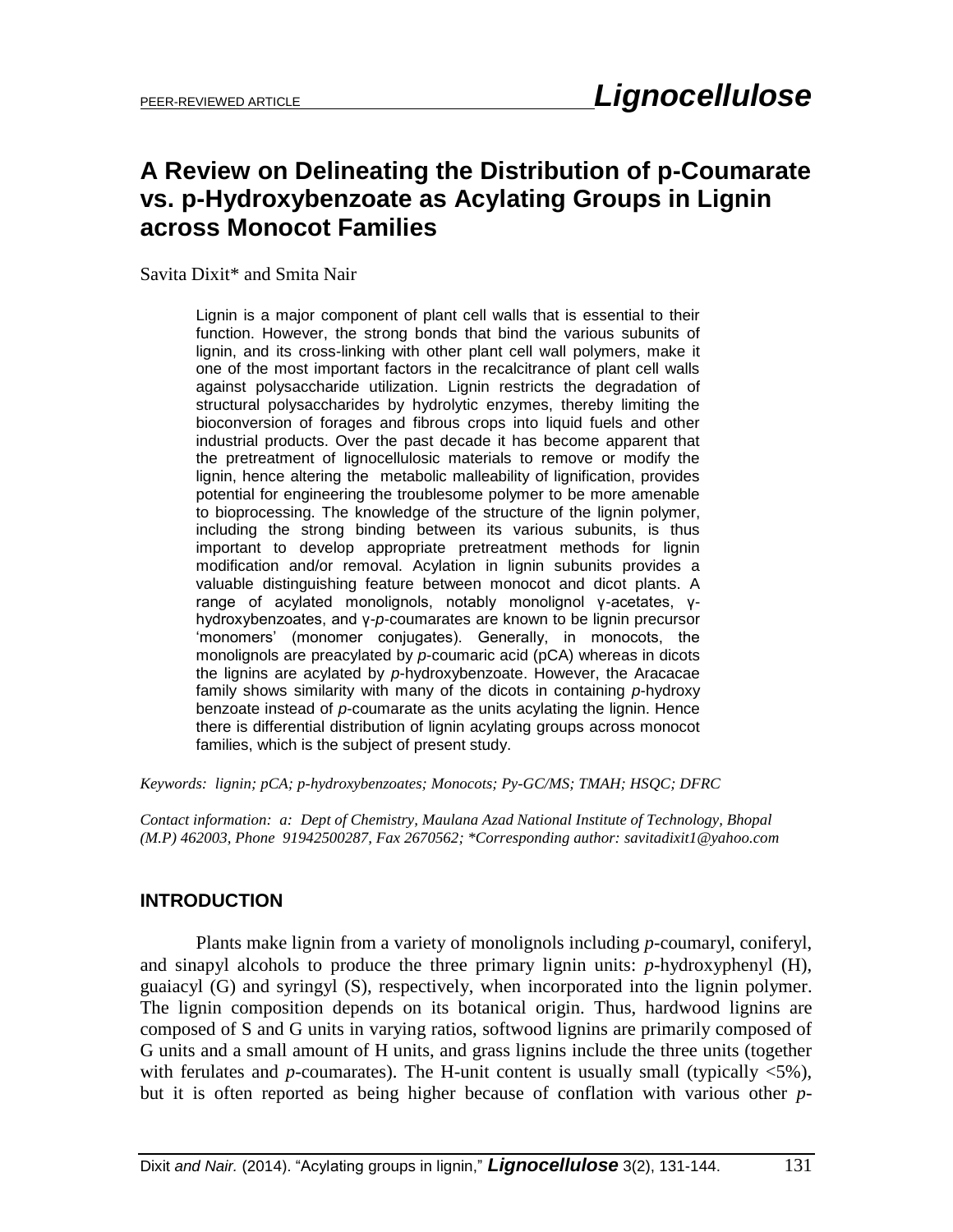PEER-REVIEWED ARTICLE

# A Review on Delineating the Distribution of p-Coumarate vs. p-Hydroxybenzoate as Acylating Groups in Lignin across Monocot Families

Savita Dixit* and Smita Nair

Lignin is a major component of plant cell walls that is essential to their function. However, the strong bonds that bind the various subunits of lignin, and its cross-linking with other plant cell wall polymers, make it one of the most important factors in the recalcitrance of plant cell walls against polysaccharide utilization. Lignin restricts the degradation of structural polysaccharides by hydrolytic enzymes, thereby limiting the bioconversion of forages and fibrous crops into liquid fuels and other industrial products. Over the past decade it has become apparent that the pretreatment of lignocellulosic materials to remove or modify the lignin, hence altering the metabolic malleability of lignification, provides potential for engineering the troublesome polymer to be more amenable to bioprocessing. The knowledge of the structure of the lignin polymer, including the strong binding between its various subunits, is thus important to develop appropriate pretreatment methods for lignin modification and/or removal. Acylation in lignin subunits provides a valuable distinguishing feature between monocot and dicot plants. A range of acylated monolignols, notably monolignol γ-acetates, γ-hydroxybenzoates, and γ-*p*-coumarates are known to be lignin precursor 'monomers' (monomer conjugates). Generally, in monocots, the monolignols are preacylated by *p*-coumaric acid (pCA) whereas in dicots the lignins are acylated by *p*-hydroxybenzoate. However, the Aracacae family shows similarity with many of the dicots in containing *p*-hydroxy benzoate instead of *p*-coumarate as the units acylating the lignin. Hence there is differential distribution of lignin acylating groups across monocot families, which is the subject of present study.

*Keywords: lignin; pCA; p-hydroxybenzoates; Monocots; Py-GC/MS; TMAH; HSQC; DFRC*

*Contact information: a: Dept of Chemistry, Maulana Azad National Institute of Technology, Bhopal (M.P) 462003, Phone 91942500287, Fax 2670562; \*Corresponding author: savitadixit1@yahoo.com*

## INTRODUCTION

Plants make lignin from a variety of monolignols including *p*-coumaryl, coniferyl, and sinapyl alcohols to produce the three primary lignin units: *p*-hydroxyphenyl (H), guaiacyl (G) and syringyl (S), respectively, when incorporated into the lignin polymer. The lignin composition depends on its botanical origin. Thus, hardwood lignins are composed of S and G units in varying ratios, softwood lignins are primarily composed of G units and a small amount of H units, and grass lignins include the three units (together with ferulates and *p*-coumarates). The H-unit content is usually small (typically <5%), but it is often reported as being higher because of conflation with various other *p*-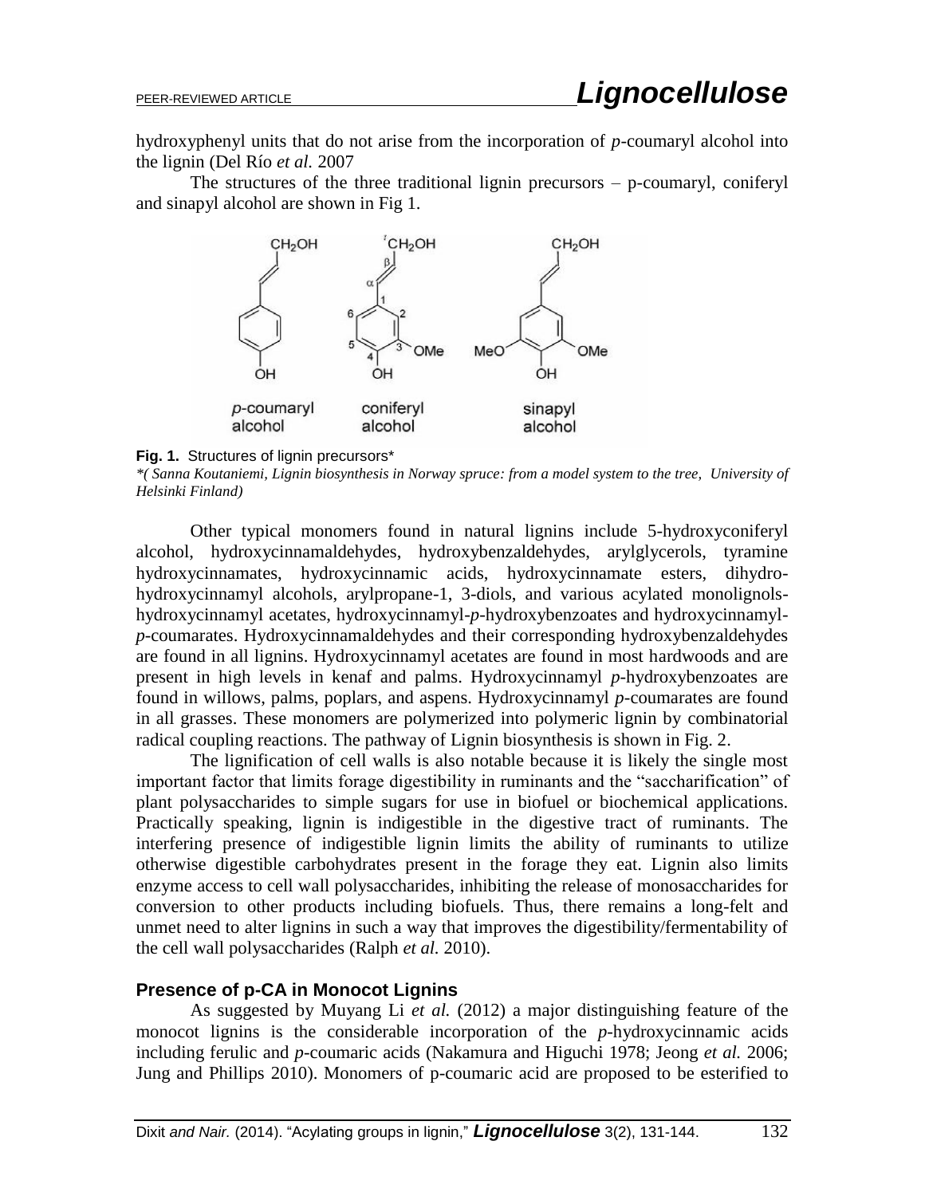hydroxyphenyl units that do not arise from the incorporation of *p*-coumaryl alcohol into the lignin (Del Río *et al.* 2007

The structures of the three traditional lignin precursors – p-coumaryl, coniferyl and sinapyl alcohol are shown in Fig 1.

**Fig. 1.** Structures of lignin precursors*
*\*( Sanna Koutaniemi, Lignin biosynthesis in Norway spruce: from a model system to the tree, University of Helsinki Finland)*

Other typical monomers found in natural lignins include 5-hydroxyconiferyl alcohol, hydroxycinnamaldehydes, hydroxybenzaldehydes, arylglycerols, tyramine hydroxycinnamates, hydroxycinnamic acids, hydroxycinnamate esters, dihydro-hydroxycinnamyl alcohols, arylpropane-1, 3-diols, and various acylated monolignols-hydroxycinnamyl acetates, hydroxycinnamyl-*p*-hydroxybenzoates and hydroxycinnamyl-*p*-coumarates. Hydroxycinnamaldehydes and their corresponding hydroxybenzaldehydes are found in all lignins. Hydroxycinnamyl acetates are found in most hardwoods and are present in high levels in kenaf and palms. Hydroxycinnamyl *p*-hydroxybenzoates are found in willows, palms, poplars, and aspens. Hydroxycinnamyl *p*-coumarates are found in all grasses. These monomers are polymerized into polymeric lignin by combinatorial radical coupling reactions. The pathway of Lignin biosynthesis is shown in Fig. 2.

The lignification of cell walls is also notable because it is likely the single most important factor that limits forage digestibility in ruminants and the "saccharification" of plant polysaccharides to simple sugars for use in biofuel or biochemical applications. Practically speaking, lignin is indigestible in the digestive tract of ruminants. The interfering presence of indigestible lignin limits the ability of ruminants to utilize otherwise digestible carbohydrates present in the forage they eat. Lignin also limits enzyme access to cell wall polysaccharides, inhibiting the release of monosaccharides for conversion to other products including biofuels. Thus, there remains a long-felt and unmet need to alter lignins in such a way that improves the digestibility/fermentability of the cell wall polysaccharides (Ralph *et al.* 2010).

### Presence of p-CA in Monocot Lignins

As suggested by Muyang Li *et al.* (2012) a major distinguishing feature of the monocot lignins is the considerable incorporation of the *p*-hydroxycinnamic acids including ferulic and *p*-coumaric acids (Nakamura and Higuchi 1978; Jeong *et al.* 2006; Jung and Phillips 2010). Monomers of p-coumaric acid are proposed to be esterified to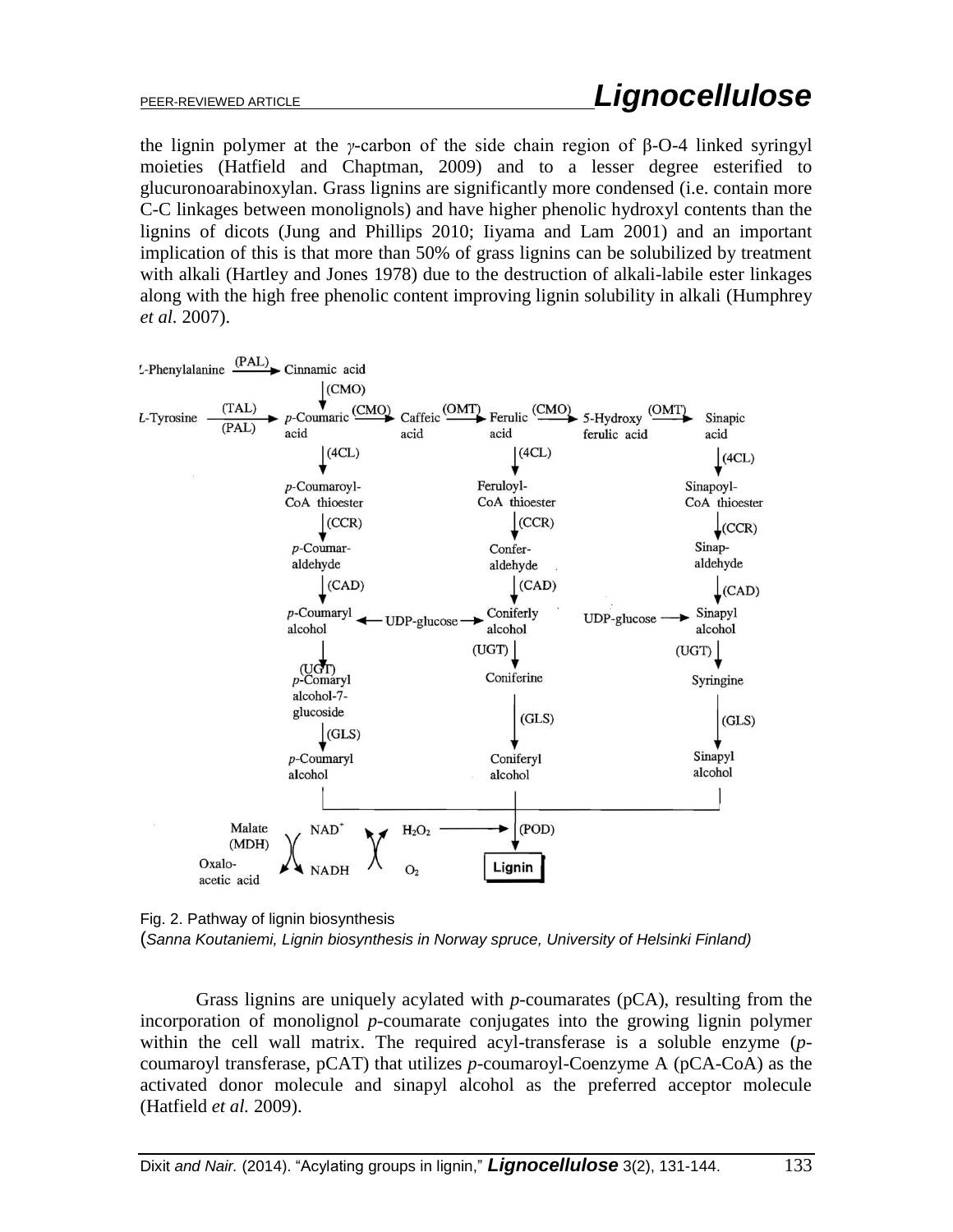the lignin polymer at the γ-carbon of the side chain region of β-O-4 linked syringyl moieties (Hatfield and Chaptman, 2009) and to a lesser degree esterified to glucuronoarabinoxylan. Grass lignins are significantly more condensed (i.e. contain more C-C linkages between monolignols) and have higher phenolic hydroxyl contents than the lignins of dicots (Jung and Phillips 2010; Iiyama and Lam 2001) and an important implication of this is that more than 50% of grass lignins can be solubilized by treatment with alkali (Hartley and Jones 1978) due to the destruction of alkali-labile ester linkages along with the high free phenolic content improving lignin solubility in alkali (Humphrey *et al.* 2007).

Fig. 2. Pathway of lignin biosynthesis
(*Sanna Koutaniemi, Lignin biosynthesis in Norway spruce, University of Helsinki Finland)*

Grass lignins are uniquely acylated with *p*-coumarates (pCA), resulting from the incorporation of monolignol *p*-coumarate conjugates into the growing lignin polymer within the cell wall matrix. The required acyl-transferase is a soluble enzyme (*p*-coumaroyl transferase, pCAT) that utilizes *p*-coumaroyl-Coenzyme A (pCA-CoA) as the activated donor molecule and sinapyl alcohol as the preferred acceptor molecule (Hatfield *et al.* 2009).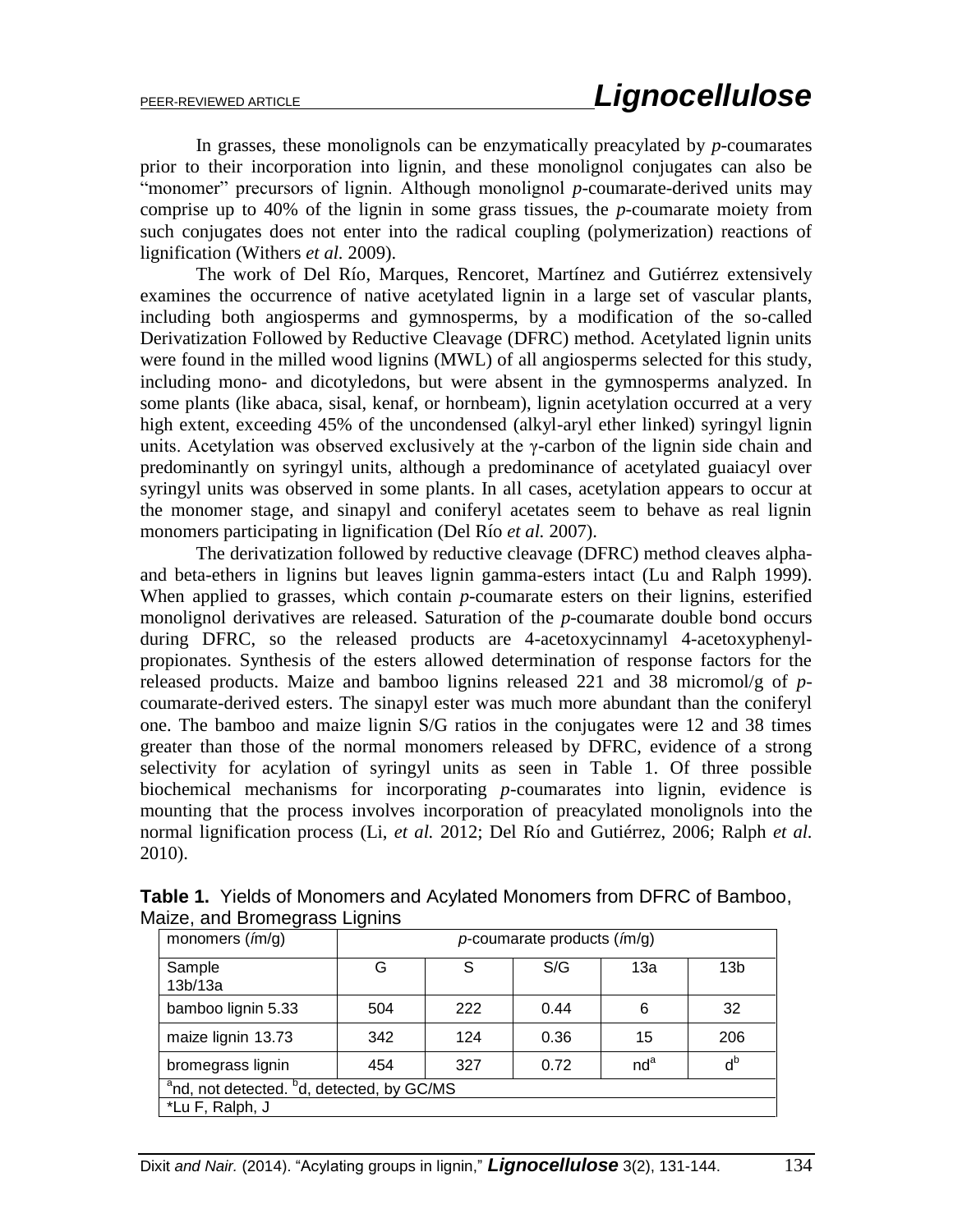In grasses, these monolignols can be enzymatically preacylated by *p*-coumarates prior to their incorporation into lignin, and these monolignol conjugates can also be "monomer" precursors of lignin. Although monolignol *p*-coumarate-derived units may comprise up to 40% of the lignin in some grass tissues, the *p*-coumarate moiety from such conjugates does not enter into the radical coupling (polymerization) reactions of lignification (Withers *et al.* 2009).

The work of Del Río, Marques, Rencoret, Martínez and Gutiérrez extensively examines the occurrence of native acetylated lignin in a large set of vascular plants, including both angiosperms and gymnosperms, by a modification of the so-called Derivatization Followed by Reductive Cleavage (DFRC) method. Acetylated lignin units were found in the milled wood lignins (MWL) of all angiosperms selected for this study, including mono- and dicotyledons, but were absent in the gymnosperms analyzed. In some plants (like abaca, sisal, kenaf, or hornbeam), lignin acetylation occurred at a very high extent, exceeding 45% of the uncondensed (alkyl-aryl ether linked) syringyl lignin units. Acetylation was observed exclusively at the $\gamma$-carbon of the lignin side chain and predominantly on syringyl units, although a predominance of acetylated guaiacyl over syringyl units was observed in some plants. In all cases, acetylation appears to occur at the monomer stage, and sinapyl and coniferyl acetates seem to behave as real lignin monomers participating in lignification (Del Río *et al.* 2007).

The derivatization followed by reductive cleavage (DFRC) method cleaves alpha- and beta-ethers in lignins but leaves lignin gamma-esters intact (Lu and Ralph 1999). When applied to grasses, which contain *p*-coumarate esters on their lignins, esterified monolignol derivatives are released. Saturation of the *p*-coumarate double bond occurs during DFRC, so the released products are 4-acetoxycinnamyl 4-acetoxyphenyl-propionates. Synthesis of the esters allowed determination of response factors for the released products. Maize and bamboo lignins released 221 and 38 micromol/g of *p*-coumarate-derived esters. The sinapyl ester was much more abundant than the coniferyl one. The bamboo and maize lignin S/G ratios in the conjugates were 12 and 38 times greater than those of the normal monomers released by DFRC, evidence of a strong selectivity for acylation of syringyl units as seen in Table 1. Of three possible biochemical mechanisms for incorporating *p*-coumarates into lignin, evidence is mounting that the process involves incorporation of preacylated monolignols into the normal lignification process (Li, *et al.* 2012; Del Río and Gutiérrez, 2006; Ralph *et al.* 2010).

**Table 1.** Yields of Monomers and Acylated Monomers from DFRC of Bamboo, Maize, and Bromegrass Lignins

| monomers (ím/g) | *p*-coumarate products (ím/g) | | | | |
|---|---|---|---|---|---|
| Sample 13b/13a | G | S | S/G | 13a | 13b |
| bamboo lignin 5.33 | 504 | 222 | 0.44 | 6 | 32 |
| maize lignin 13.73 | 342 | 124 | 0.36 | 15 | 206 |
| bromegrass lignin | 454 | 327 | 0.72 | nd[a] | d[b] |

[a]nd, not detected. [b]d, detected, by GC/MS

*Lu F, Ralph, J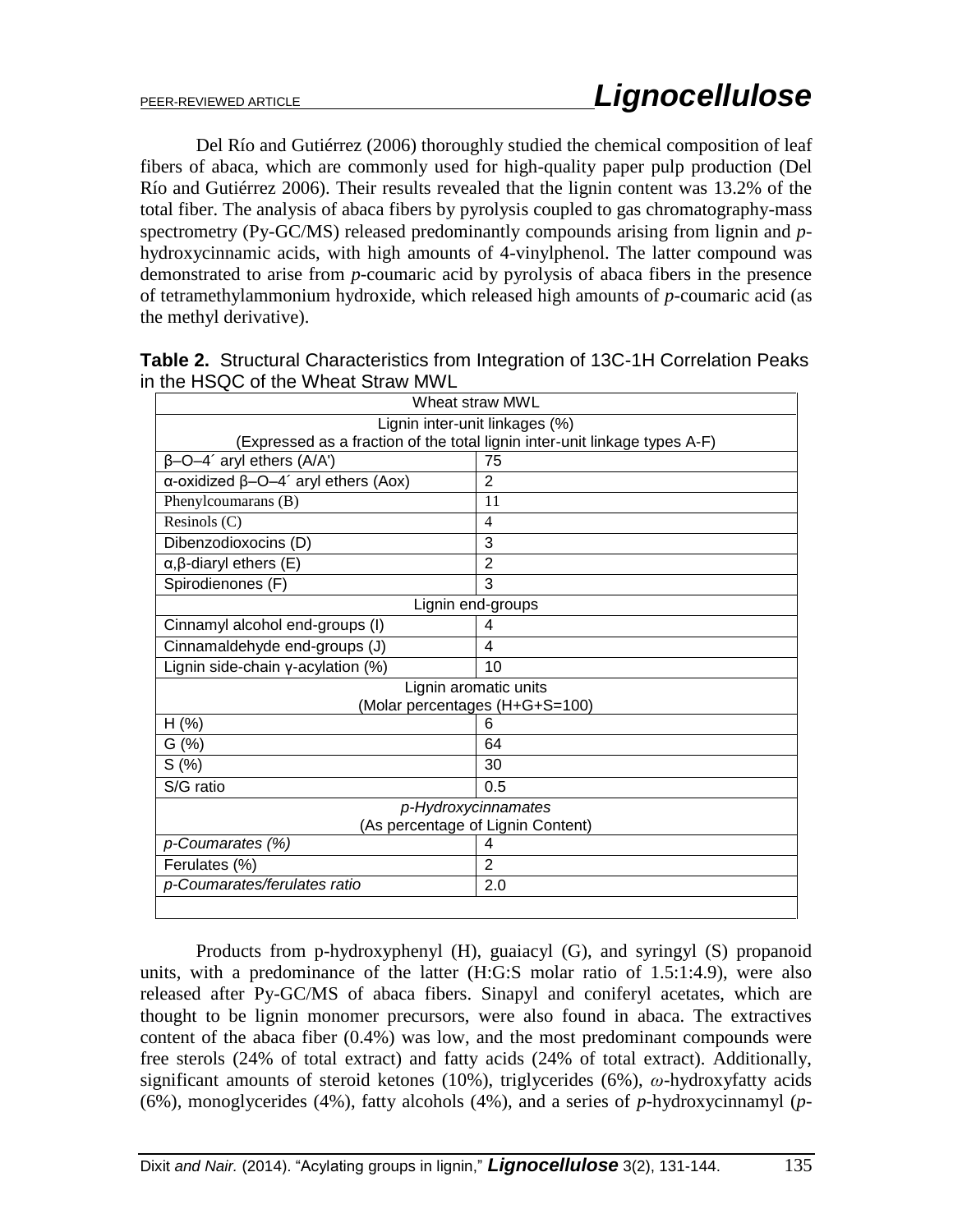Del Río and Gutiérrez (2006) thoroughly studied the chemical composition of leaf fibers of abaca, which are commonly used for high-quality paper pulp production (Del Río and Gutiérrez 2006). Their results revealed that the lignin content was 13.2% of the total fiber. The analysis of abaca fibers by pyrolysis coupled to gas chromatography-mass spectrometry (Py-GC/MS) released predominantly compounds arising from lignin and *p*-hydroxycinnamic acids, with high amounts of 4-vinylphenol. The latter compound was demonstrated to arise from *p*-coumaric acid by pyrolysis of abaca fibers in the presence of tetramethylammonium hydroxide, which released high amounts of *p*-coumaric acid (as the methyl derivative).

**Table 2.** Structural Characteristics from Integration of 13C-1H Correlation Peaks in the HSQC of the Wheat Straw MWL

| Wheat straw MWL | |
|---|---|
| Lignin inter-unit linkages (%) (Expressed as a fraction of the total lignin inter-unit linkage types A-F) | |
| β–O–4´ aryl ethers (A/A') | 75 |
| α-oxidized β–O–4´ aryl ethers (Aox) | 2 |
| Phenylcoumarans (B) | 11 |
| Resinols (C) | 4 |
| Dibenzodioxocins (D) | 3 |
| α,β-diaryl ethers (E) | 2 |
| Spirodienones (F) | 3 |
| Lignin end-groups | |
| Cinnamyl alcohol end-groups (I) | 4 |
| Cinnamaldehyde end-groups (J) | 4 |
| Lignin side-chain γ-acylation (%) | 10 |
| Lignin aromatic units (Molar percentages (H+G+S=100) | |
| H (%) | 6 |
| G (%) | 64 |
| S (%) | 30 |
| S/G ratio | 0.5 |
| *p-Hydroxycinnamates* (As percentage of Lignin Content) | |
| *p-Coumarates (%)* | 4 |
| Ferulates (%) | 2 |
| *p-Coumarates/ferulates ratio* | 2.0 |

Products from p-hydroxyphenyl (H), guaiacyl (G), and syringyl (S) propanoid units, with a predominance of the latter (H:G:S molar ratio of 1.5:1:4.9), were also released after Py-GC/MS of abaca fibers. Sinapyl and coniferyl acetates, which are thought to be lignin monomer precursors, were also found in abaca. The extractives content of the abaca fiber (0.4%) was low, and the most predominant compounds were free sterols (24% of total extract) and fatty acids (24% of total extract). Additionally, significant amounts of steroid ketones (10%), triglycerides (6%), *ω*-hydroxyfatty acids (6%), monoglycerides (4%), fatty alcohols (4%), and a series of *p*-hydroxycinnamyl (*p*-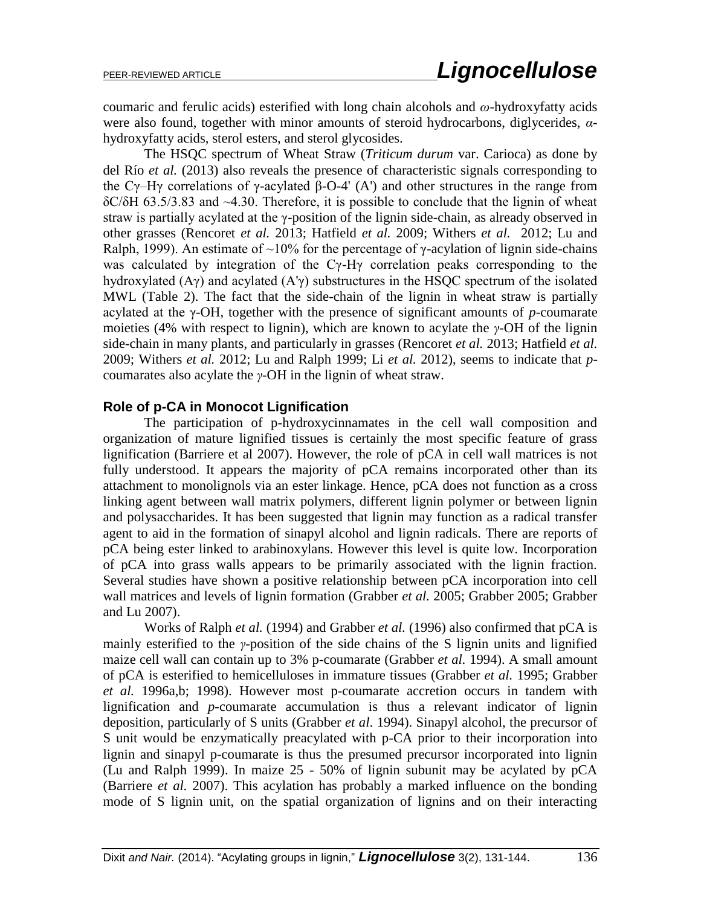coumaric and ferulic acids) esterified with long chain alcohols and *ω*-hydroxyfatty acids were also found, together with minor amounts of steroid hydrocarbons, diglycerides, *α*-hydroxyfatty acids, sterol esters, and sterol glycosides.

The HSQC spectrum of Wheat Straw (*Triticum durum* var. Carioca) as done by del Río *et al.* (2013) also reveals the presence of characteristic signals corresponding to the Cγ–Hγ correlations of γ-acylated β-O-4' (A') and other structures in the range from δC/δH 63.5/3.83 and ~4.30. Therefore, it is possible to conclude that the lignin of wheat straw is partially acylated at the γ-position of the lignin side-chain, as already observed in other grasses (Rencoret *et al.* 2013; Hatfield *et al.* 2009; Withers *et al.* 2012; Lu and Ralph, 1999). An estimate of ~10% for the percentage of γ-acylation of lignin side-chains was calculated by integration of the Cγ-Hγ correlation peaks corresponding to the hydroxylated (Aγ) and acylated (A'γ) substructures in the HSQC spectrum of the isolated MWL (Table 2). The fact that the side-chain of the lignin in wheat straw is partially acylated at the γ-OH, together with the presence of significant amounts of *p*-coumarate moieties (4% with respect to lignin), which are known to acylate the *γ*-OH of the lignin side-chain in many plants, and particularly in grasses (Rencoret *et al.* 2013; Hatfield *et al.* 2009; Withers *et al.* 2012; Lu and Ralph 1999; Li *et al.* 2012), seems to indicate that *p*-coumarates also acylate the *γ*-OH in the lignin of wheat straw.

## Role of p-CA in Monocot Lignification

The participation of p-hydroxycinnamates in the cell wall composition and organization of mature lignified tissues is certainly the most specific feature of grass lignification (Barriere et al 2007). However, the role of pCA in cell wall matrices is not fully understood. It appears the majority of pCA remains incorporated other than its attachment to monolignols via an ester linkage. Hence, pCA does not function as a cross linking agent between wall matrix polymers, different lignin polymer or between lignin and polysaccharides. It has been suggested that lignin may function as a radical transfer agent to aid in the formation of sinapyl alcohol and lignin radicals. There are reports of pCA being ester linked to arabinoxylans. However this level is quite low. Incorporation of pCA into grass walls appears to be primarily associated with the lignin fraction. Several studies have shown a positive relationship between pCA incorporation into cell wall matrices and levels of lignin formation (Grabber *et al.* 2005; Grabber 2005; Grabber and Lu 2007).

Works of Ralph *et al.* (1994) and Grabber *et al.* (1996) also confirmed that pCA is mainly esterified to the *γ*-position of the side chains of the S lignin units and lignified maize cell wall can contain up to 3% p-coumarate (Grabber *et al.* 1994). A small amount of pCA is esterified to hemicelluloses in immature tissues (Grabber *et al.* 1995; Grabber *et al.* 1996a,b; 1998). However most p-coumarate accretion occurs in tandem with lignification and *p*-coumarate accumulation is thus a relevant indicator of lignin deposition, particularly of S units (Grabber *et al*. 1994). Sinapyl alcohol, the precursor of S unit would be enzymatically preacylated with p-CA prior to their incorporation into lignin and sinapyl p-coumarate is thus the presumed precursor incorporated into lignin (Lu and Ralph 1999). In maize 25 - 50% of lignin subunit may be acylated by pCA (Barriere *et al.* 2007). This acylation has probably a marked influence on the bonding mode of S lignin unit, on the spatial organization of lignins and on their interacting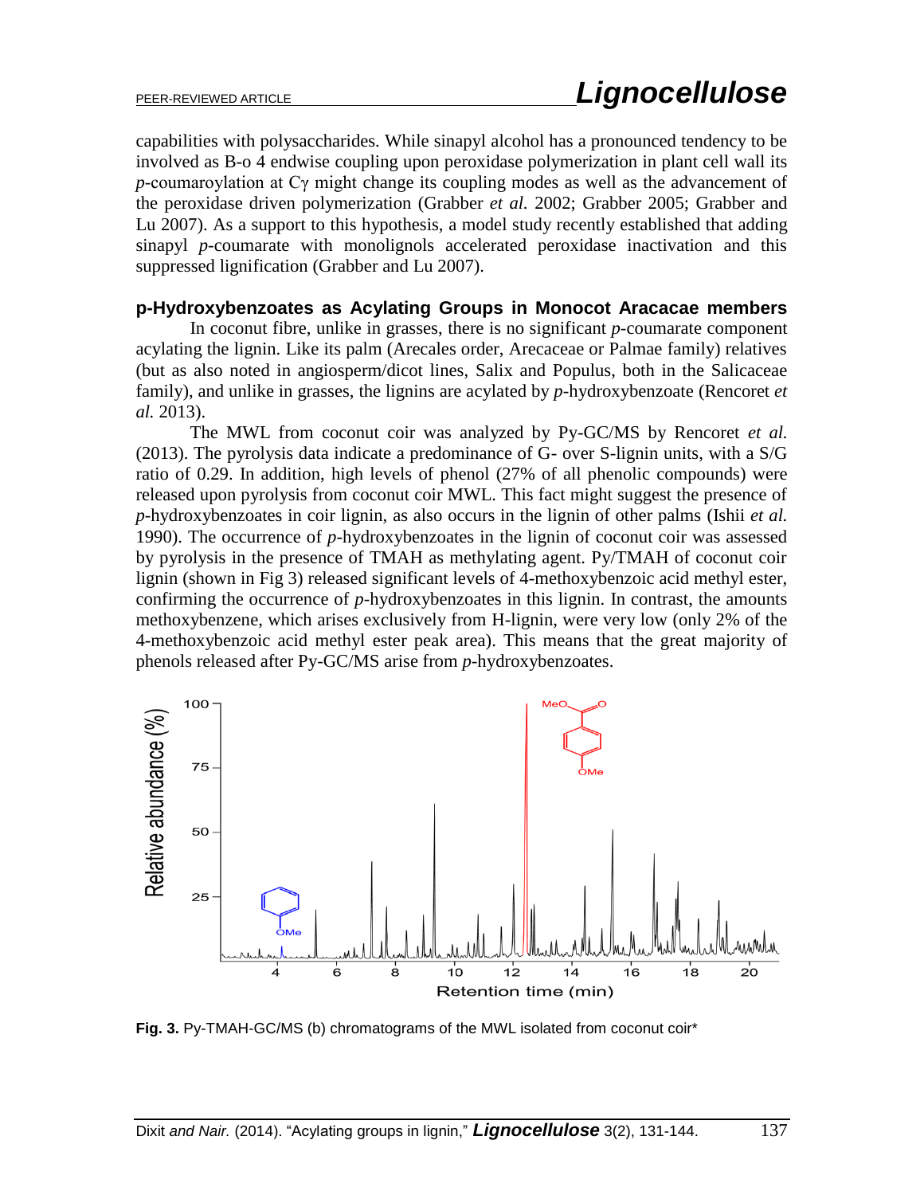capabilities with polysaccharides. While sinapyl alcohol has a pronounced tendency to be involved as B-o 4 endwise coupling upon peroxidase polymerization in plant cell wall its *p*-coumaroylation at Cγ might change its coupling modes as well as the advancement of the peroxidase driven polymerization (Grabber *et al.* 2002; Grabber 2005; Grabber and Lu 2007). As a support to this hypothesis, a model study recently established that adding sinapyl *p*-coumarate with monolignols accelerated peroxidase inactivation and this suppressed lignification (Grabber and Lu 2007).

## p-Hydroxybenzoates as Acylating Groups in Monocot Aracacae members

In coconut fibre, unlike in grasses, there is no significant *p*-coumarate component acylating the lignin. Like its palm (Arecales order, Arecaceae or Palmae family) relatives (but as also noted in angiosperm/dicot lines, Salix and Populus, both in the Salicaceae family), and unlike in grasses, the lignins are acylated by *p*-hydroxybenzoate (Rencoret *et al.* 2013).

The MWL from coconut coir was analyzed by Py-GC/MS by Rencoret *et al.* (2013). The pyrolysis data indicate a predominance of G- over S-lignin units, with a S/G ratio of 0.29. In addition, high levels of phenol (27% of all phenolic compounds) were released upon pyrolysis from coconut coir MWL. This fact might suggest the presence of *p*-hydroxybenzoates in coir lignin, as also occurs in the lignin of other palms (Ishii *et al.* 1990). The occurrence of *p*-hydroxybenzoates in the lignin of coconut coir was assessed by pyrolysis in the presence of TMAH as methylating agent. Py/TMAH of coconut coir lignin (shown in Fig 3) released significant levels of 4-methoxybenzoic acid methyl ester, confirming the occurrence of *p*-hydroxybenzoates in this lignin. In contrast, the amounts methoxybenzene, which arises exclusively from H-lignin, were very low (only 2% of the 4-methoxybenzoic acid methyl ester peak area). This means that the great majority of phenols released after Py-GC/MS arise from *p*-hydroxybenzoates.

**Fig. 3.** Py-TMAH-GC/MS (b) chromatograms of the MWL isolated from coconut coir*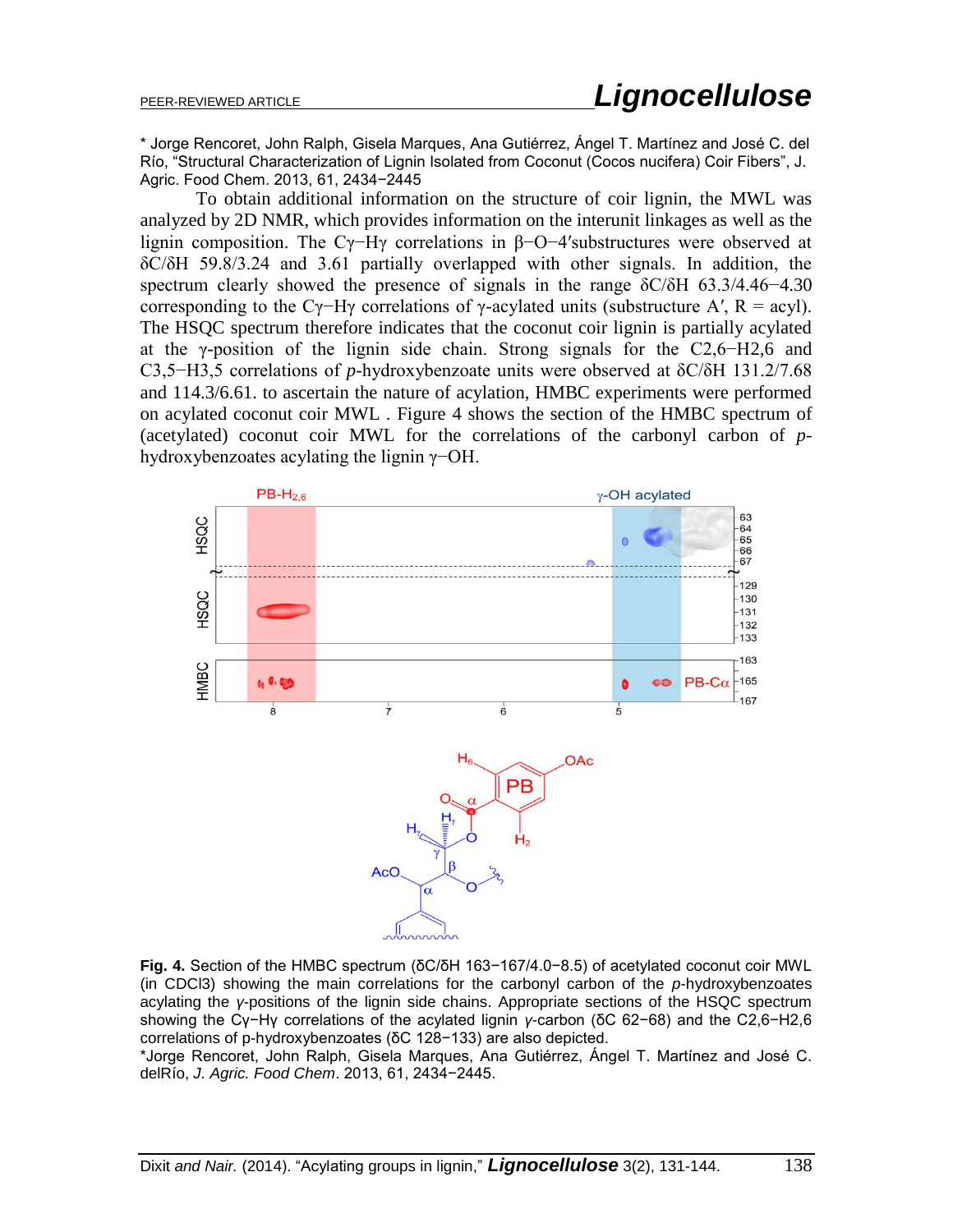* Jorge Rencoret, John Ralph, Gisela Marques, Ana Gutiérrez, Ángel T. Martínez and José C. del Río, “Structural Characterization of Lignin Isolated from Coconut (Cocos nucifera) Coir Fibers”, J. Agric. Food Chem. 2013, 61, 2434−2445

To obtain additional information on the structure of coir lignin, the MWL was analyzed by 2D NMR, which provides information on the interunit linkages as well as the lignin composition. The Cγ−Hγ correlations in β−O−4′substructures were observed at δC/δH 59.8/3.24 and 3.61 partially overlapped with other signals. In addition, the spectrum clearly showed the presence of signals in the range δC/δH 63.3/4.46−4.30 corresponding to the Cγ−Hγ correlations of γ-acylated units (substructure A′, R = acyl). The HSQC spectrum therefore indicates that the coconut coir lignin is partially acylated at the γ-position of the lignin side chain. Strong signals for the C2,6−H2,6 and C3,5−H3,5 correlations of *p*-hydroxybenzoate units were observed at δC/δH 131.2/7.68 and 114.3/6.61. to ascertain the nature of acylation, HMBC experiments were performed on acylated coconut coir MWL . Figure 4 shows the section of the HMBC spectrum of (acetylated) coconut coir MWL for the correlations of the carbonyl carbon of *p*-hydroxybenzoates acylating the lignin γ−OH.

**Fig. 4.** Section of the HMBC spectrum (δC/δH 163−167/4.0−8.5) of acetylated coconut coir MWL (in CDCl3) showing the main correlations for the carbonyl carbon of the *p*-hydroxybenzoates acylating the *γ*-positions of the lignin side chains. Appropriate sections of the HSQC spectrum showing the Cγ−Hγ correlations of the acylated lignin γ-carbon (δC 62−68) and the C2,6−H2,6 correlations of p-hydroxybenzoates (δC 128−133) are also depicted.

*Jorge Rencoret, John Ralph, Gisela Marques, Ana Gutiérrez, Ángel T. Martínez and José C. delRío, *J. Agric. Food Chem*. 2013, 61, 2434−2445.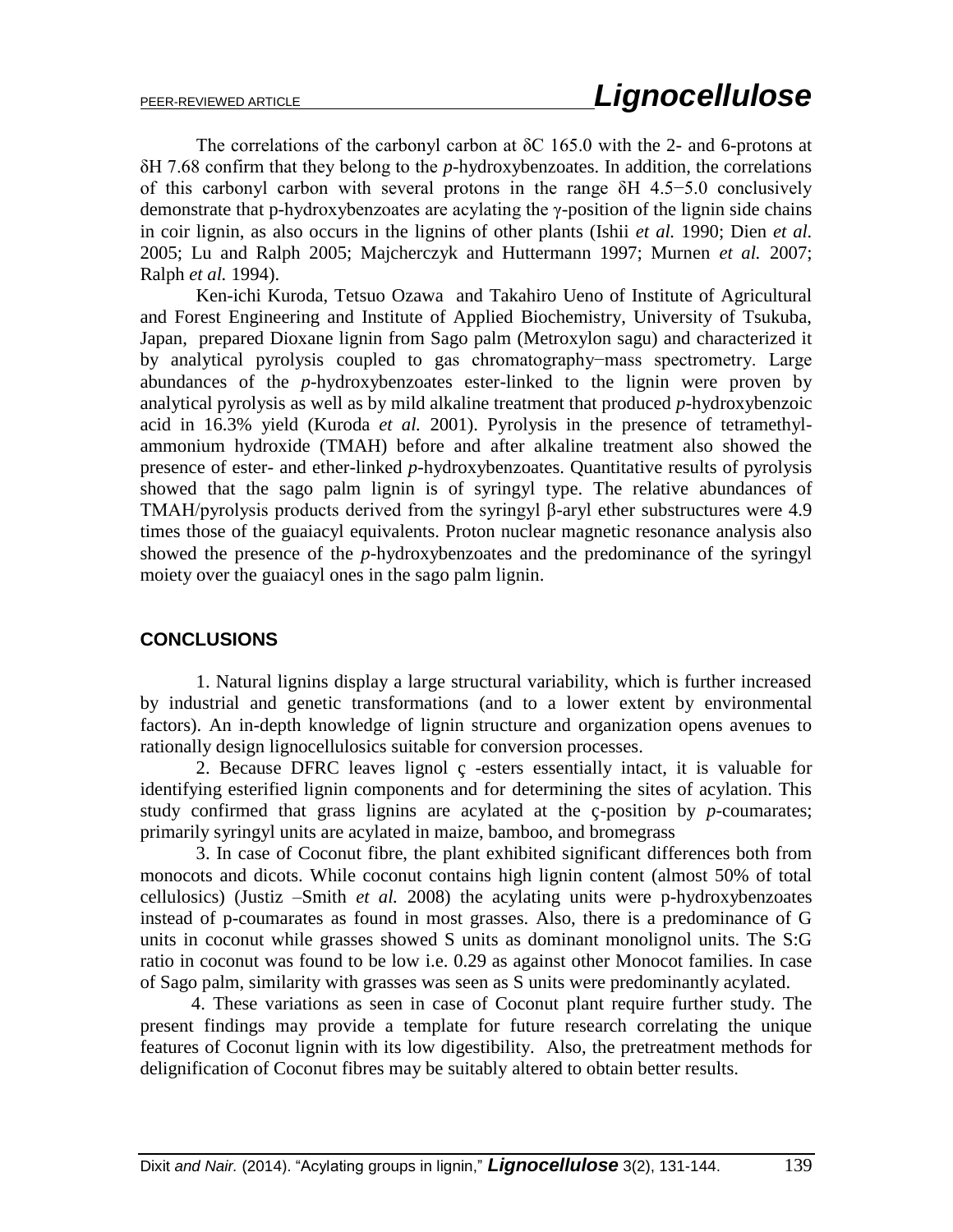The correlations of the carbonyl carbon at δC 165.0 with the 2- and 6-protons at δH 7.68 confirm that they belong to the *p*-hydroxybenzoates. In addition, the correlations of this carbonyl carbon with several protons in the range δH 4.5−5.0 conclusively demonstrate that p-hydroxybenzoates are acylating the γ-position of the lignin side chains in coir lignin, as also occurs in the lignins of other plants (Ishii *et al.* 1990; Dien *et al.* 2005; Lu and Ralph 2005; Majcherczyk and Huttermann 1997; Murnen *et al.* 2007; Ralph *et al.* 1994).

Ken-ichi Kuroda, Tetsuo Ozawa and Takahiro Ueno of Institute of Agricultural and Forest Engineering and Institute of Applied Biochemistry, University of Tsukuba, Japan, prepared Dioxane lignin from Sago palm (Metroxylon sagu) and characterized it by analytical pyrolysis coupled to gas chromatography−mass spectrometry. Large abundances of the *p*-hydroxybenzoates ester-linked to the lignin were proven by analytical pyrolysis as well as by mild alkaline treatment that produced *p*-hydroxybenzoic acid in 16.3% yield (Kuroda *et al.* 2001). Pyrolysis in the presence of tetramethyl-ammonium hydroxide (TMAH) before and after alkaline treatment also showed the presence of ester- and ether-linked *p*-hydroxybenzoates. Quantitative results of pyrolysis showed that the sago palm lignin is of syringyl type. The relative abundances of TMAH/pyrolysis products derived from the syringyl β-aryl ether substructures were 4.9 times those of the guaiacyl equivalents. Proton nuclear magnetic resonance analysis also showed the presence of the *p*-hydroxybenzoates and the predominance of the syringyl moiety over the guaiacyl ones in the sago palm lignin.

## CONCLUSIONS

1. Natural lignins display a large structural variability, which is further increased by industrial and genetic transformations (and to a lower extent by environmental factors). An in-depth knowledge of lignin structure and organization opens avenues to rationally design lignocellulosics suitable for conversion processes.

2. Because DFRC leaves lignol ç -esters essentially intact, it is valuable for identifying esterified lignin components and for determining the sites of acylation. This study confirmed that grass lignins are acylated at the ç-position by *p*-coumarates; primarily syringyl units are acylated in maize, bamboo, and bromegrass

3. In case of Coconut fibre, the plant exhibited significant differences both from monocots and dicots. While coconut contains high lignin content (almost 50% of total cellulosics) (Justiz –Smith *et al.* 2008) the acylating units were p-hydroxybenzoates instead of p-coumarates as found in most grasses. Also, there is a predominance of G units in coconut while grasses showed S units as dominant monolignol units. The S:G ratio in coconut was found to be low i.e. 0.29 as against other Monocot families. In case of Sago palm, similarity with grasses was seen as S units were predominantly acylated.

4. These variations as seen in case of Coconut plant require further study. The present findings may provide a template for future research correlating the unique features of Coconut lignin with its low digestibility. Also, the pretreatment methods for delignification of Coconut fibres may be suitably altered to obtain better results.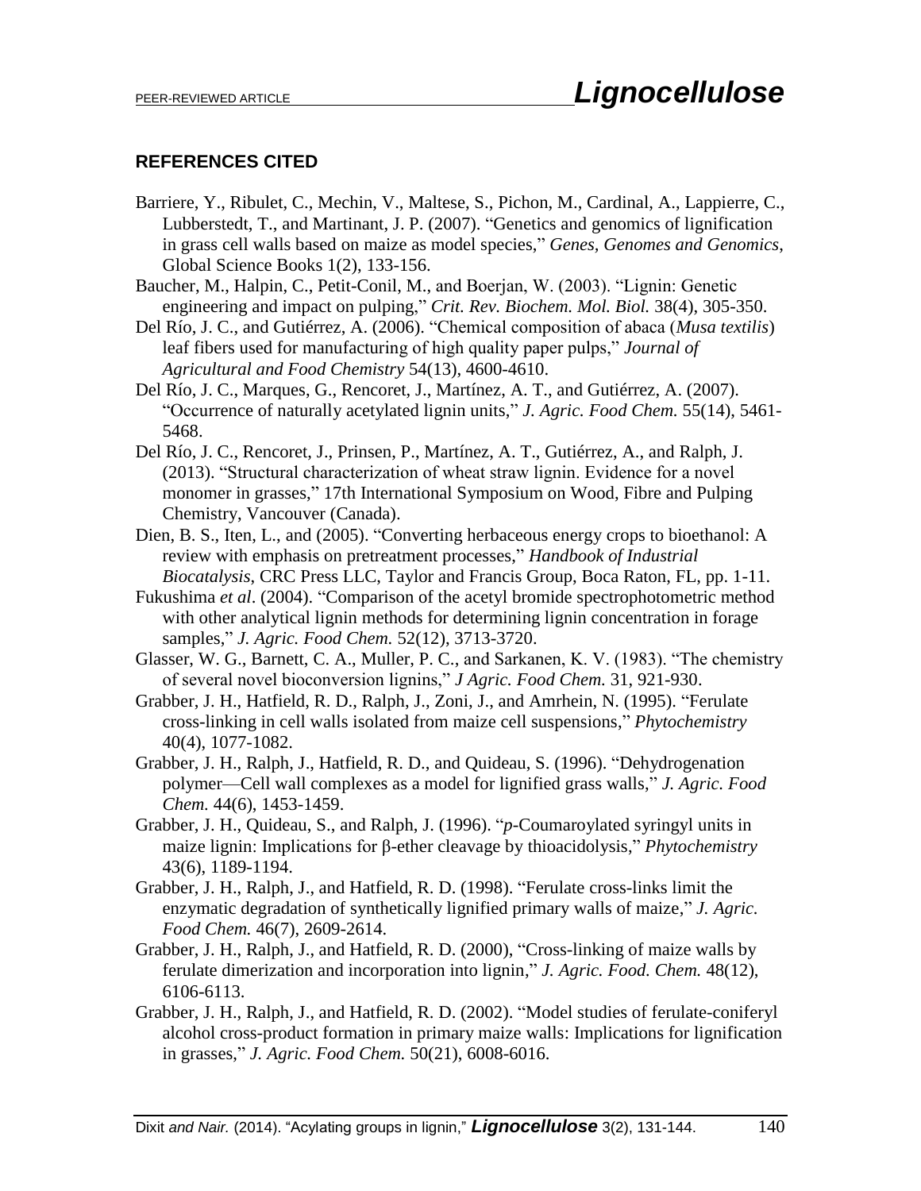## REFERENCES CITED

Barriere, Y., Ribulet, C., Mechin, V., Maltese, S., Pichon, M., Cardinal, A., Lappierre, C., Lubberstedt, T., and Martinant, J. P. (2007). "Genetics and genomics of lignification in grass cell walls based on maize as model species," *Genes, Genomes and Genomics*, Global Science Books 1(2), 133-156.

Baucher, M., Halpin, C., Petit-Conil, M., and Boerjan, W. (2003). "Lignin: Genetic engineering and impact on pulping," *Crit. Rev. Biochem. Mol. Biol.* 38(4), 305-350.

Del Río, J. C., and Gutiérrez, A. (2006). "Chemical composition of abaca (*Musa textilis*) leaf fibers used for manufacturing of high quality paper pulps," *Journal of Agricultural and Food Chemistry* 54(13), 4600-4610.

Del Río, J. C., Marques, G., Rencoret, J., Martínez, A. T., and Gutiérrez, A. (2007). "Occurrence of naturally acetylated lignin units," *J. Agric. Food Chem.* 55(14), 5461-5468.

Del Río, J. C., Rencoret, J., Prinsen, P., Martínez, A. T., Gutiérrez, A., and Ralph, J. (2013). "Structural characterization of wheat straw lignin. Evidence for a novel monomer in grasses," 17th International Symposium on Wood, Fibre and Pulping Chemistry, Vancouver (Canada).

Dien, B. S., Iten, L., and (2005). "Converting herbaceous energy crops to bioethanol: A review with emphasis on pretreatment processes," *Handbook of Industrial Biocatalysis*, CRC Press LLC, Taylor and Francis Group, Boca Raton, FL, pp. 1-11.

Fukushima *et al*. (2004). "Comparison of the acetyl bromide spectrophotometric method with other analytical lignin methods for determining lignin concentration in forage samples," *J. Agric. Food Chem.* 52(12), 3713-3720.

Glasser, W. G., Barnett, C. A., Muller, P. C., and Sarkanen, K. V. (1983). "The chemistry of several novel bioconversion lignins," *J Agric. Food Chem.* 31, 921-930.

Grabber, J. H., Hatfield, R. D., Ralph, J., Zoni, J., and Amrhein, N. (1995). "Ferulate cross-linking in cell walls isolated from maize cell suspensions," *Phytochemistry* 40(4), 1077-1082.

Grabber, J. H., Ralph, J., Hatfield, R. D., and Quideau, S. (1996). "Dehydrogenation polymer—Cell wall complexes as a model for lignified grass walls," *J. Agric. Food Chem.* 44(6), 1453-1459.

Grabber, J. H., Quideau, S., and Ralph, J. (1996). "*p*-Coumaroylated syringyl units in maize lignin: Implications for β-ether cleavage by thioacidolysis," *Phytochemistry* 43(6), 1189-1194.

Grabber, J. H., Ralph, J., and Hatfield, R. D. (1998). "Ferulate cross-links limit the enzymatic degradation of synthetically lignified primary walls of maize," *J. Agric. Food Chem.* 46(7), 2609-2614.

Grabber, J. H., Ralph, J., and Hatfield, R. D. (2000), "Cross-linking of maize walls by ferulate dimerization and incorporation into lignin," *J. Agric. Food. Chem.* 48(12), 6106-6113.

Grabber, J. H., Ralph, J., and Hatfield, R. D. (2002). "Model studies of ferulate-coniferyl alcohol cross-product formation in primary maize walls: Implications for lignification in grasses," *J. Agric. Food Chem.* 50(21), 6008-6016.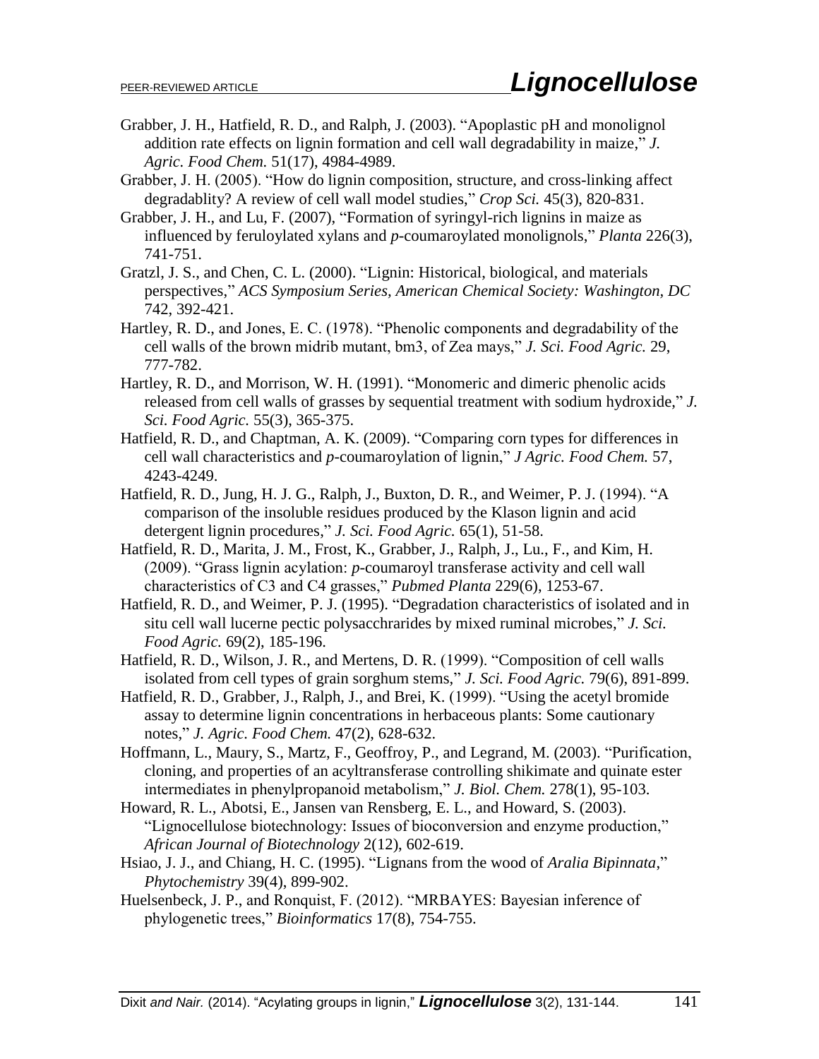Grabber, J. H., Hatfield, R. D., and Ralph, J. (2003). "Apoplastic pH and monolignol addition rate effects on lignin formation and cell wall degradability in maize," *J. Agric. Food Chem.* 51(17), 4984-4989.

Grabber, J. H. (2005). "How do lignin composition, structure, and cross-linking affect degradablity? A review of cell wall model studies," *Crop Sci.* 45(3), 820-831.

Grabber, J. H., and Lu, F. (2007), "Formation of syringyl-rich lignins in maize as influenced by feruloylated xylans and *p*-coumaroylated monolignols," *Planta* 226(3), 741-751.

Gratzl, J. S., and Chen, C. L. (2000). "Lignin: Historical, biological, and materials perspectives," *ACS Symposium Series, American Chemical Society: Washington, DC* 742, 392-421.

Hartley, R. D., and Jones, E. C. (1978). "Phenolic components and degradability of the cell walls of the brown midrib mutant, bm3, of Zea mays," *J. Sci. Food Agric.* 29, 777-782.

Hartley, R. D., and Morrison, W. H. (1991). "Monomeric and dimeric phenolic acids released from cell walls of grasses by sequential treatment with sodium hydroxide," *J. Sci. Food Agric.* 55(3), 365-375.

Hatfield, R. D., and Chaptman, A. K. (2009). "Comparing corn types for differences in cell wall characteristics and *p*-coumaroylation of lignin," *J Agric. Food Chem.* 57, 4243-4249.

Hatfield, R. D., Jung, H. J. G., Ralph, J., Buxton, D. R., and Weimer, P. J. (1994). "A comparison of the insoluble residues produced by the Klason lignin and acid detergent lignin procedures," *J. Sci. Food Agric.* 65(1), 51-58.

Hatfield, R. D., Marita, J. M., Frost, K., Grabber, J., Ralph, J., Lu., F., and Kim, H. (2009). "Grass lignin acylation: *p*-coumaroyl transferase activity and cell wall characteristics of C3 and C4 grasses," *Pubmed Planta* 229(6), 1253-67.

Hatfield, R. D., and Weimer, P. J. (1995). "Degradation characteristics of isolated and in situ cell wall lucerne pectic polysacchrarides by mixed ruminal microbes," *J. Sci. Food Agric.* 69(2), 185-196.

Hatfield, R. D., Wilson, J. R., and Mertens, D. R. (1999). "Composition of cell walls isolated from cell types of grain sorghum stems," *J. Sci. Food Agric.* 79(6), 891-899.

Hatfield, R. D., Grabber, J., Ralph, J., and Brei, K. (1999). "Using the acetyl bromide assay to determine lignin concentrations in herbaceous plants: Some cautionary notes," *J. Agric. Food Chem.* 47(2), 628-632.

Hoffmann, L., Maury, S., Martz, F., Geoffroy, P., and Legrand, M. (2003). "Purification, cloning, and properties of an acyltransferase controlling shikimate and quinate ester intermediates in phenylpropanoid metabolism," *J. Biol. Chem.* 278(1), 95-103.

Howard, R. L., Abotsi, E., Jansen van Rensberg, E. L., and Howard, S. (2003). "Lignocellulose biotechnology: Issues of bioconversion and enzyme production," *African Journal of Biotechnology* 2(12), 602-619.

Hsiao, J. J., and Chiang, H. C. (1995). "Lignans from the wood of *Aralia Bipinnata*," *Phytochemistry* 39(4), 899-902.

Huelsenbeck, J. P., and Ronquist, F. (2012). "MRBAYES: Bayesian inference of phylogenetic trees," *Bioinformatics* 17(8), 754-755.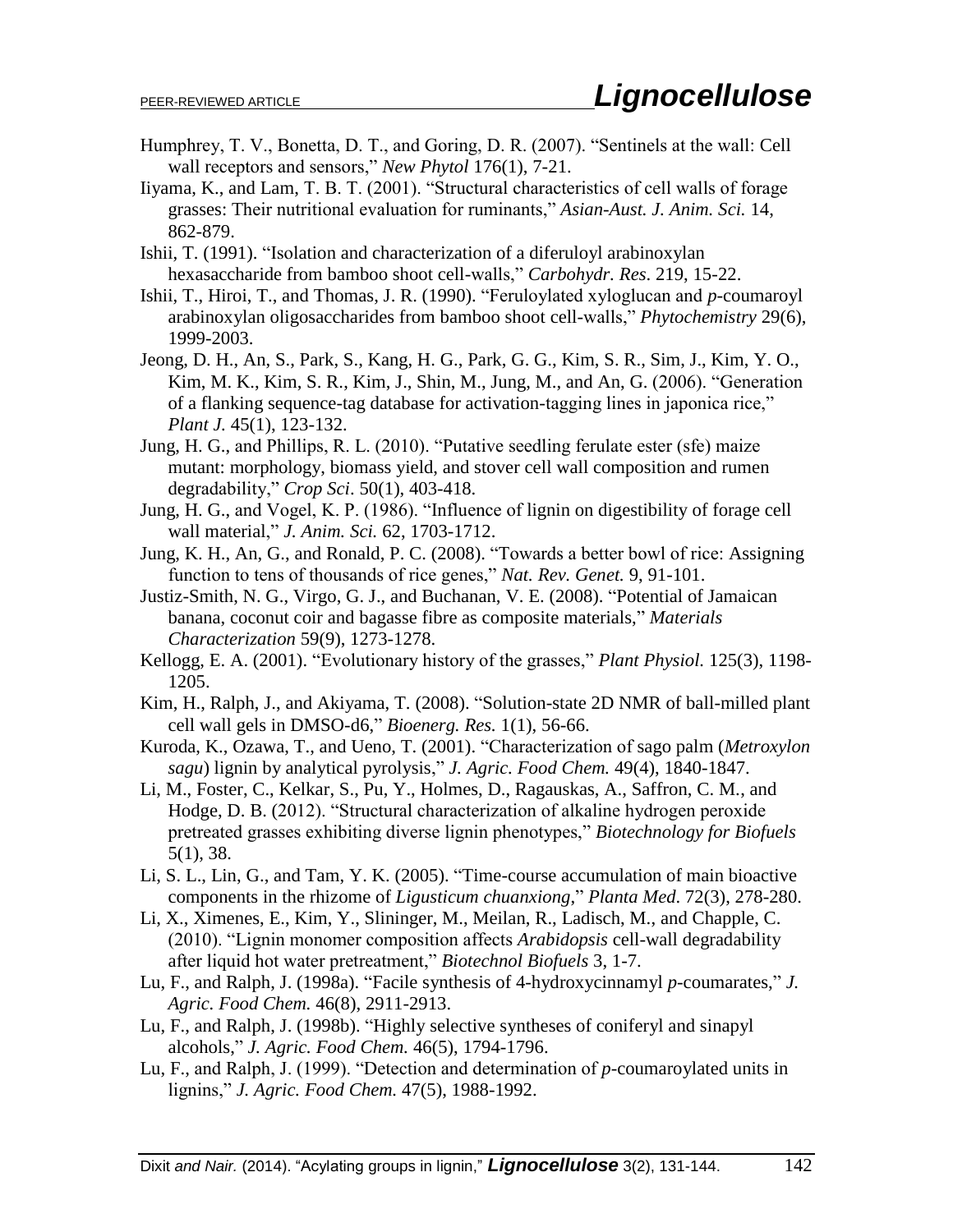Humphrey, T. V., Bonetta, D. T., and Goring, D. R. (2007). "Sentinels at the wall: Cell wall receptors and sensors," *New Phytol* 176(1), 7-21.

Iiyama, K., and Lam, T. B. T. (2001). "Structural characteristics of cell walls of forage grasses: Their nutritional evaluation for ruminants," *Asian-Aust. J. Anim. Sci.* 14, 862-879.

Ishii, T. (1991). "Isolation and characterization of a diferuloyl arabinoxylan hexasaccharide from bamboo shoot cell-walls," *Carbohydr. Res.* 219, 15-22.

Ishii, T., Hiroi, T., and Thomas, J. R. (1990). "Feruloylated xyloglucan and *p*-coumaroyl arabinoxylan oligosaccharides from bamboo shoot cell-walls," *Phytochemistry* 29(6), 1999-2003.

Jeong, D. H., An, S., Park, S., Kang, H. G., Park, G. G., Kim, S. R., Sim, J., Kim, Y. O., Kim, M. K., Kim, S. R., Kim, J., Shin, M., Jung, M., and An, G. (2006). "Generation of a flanking sequence-tag database for activation-tagging lines in japonica rice," *Plant J.* 45(1), 123-132.

Jung, H. G., and Phillips, R. L. (2010). "Putative seedling ferulate ester (sfe) maize mutant: morphology, biomass yield, and stover cell wall composition and rumen degradability," *Crop Sci*. 50(1), 403-418.

Jung, H. G., and Vogel, K. P. (1986). "Influence of lignin on digestibility of forage cell wall material," *J. Anim. Sci.* 62, 1703-1712.

Jung, K. H., An, G., and Ronald, P. C. (2008). "Towards a better bowl of rice: Assigning function to tens of thousands of rice genes," *Nat. Rev. Genet.* 9, 91-101.

Justiz-Smith, N. G., Virgo, G. J., and Buchanan, V. E. (2008). "Potential of Jamaican banana, coconut coir and bagasse fibre as composite materials," *Materials Characterization* 59(9), 1273-1278.

Kellogg, E. A. (2001). "Evolutionary history of the grasses," *Plant Physiol.* 125(3), 1198-1205.

Kim, H., Ralph, J., and Akiyama, T. (2008). "Solution-state 2D NMR of ball-milled plant cell wall gels in DMSO-d6," *Bioenerg. Res.* 1(1), 56-66.

Kuroda, K., Ozawa, T., and Ueno, T. (2001). "Characterization of sago palm (*Metroxylon sagu*) lignin by analytical pyrolysis," *J. Agric. Food Chem.* 49(4), 1840-1847.

Li, M., Foster, C., Kelkar, S., Pu, Y., Holmes, D., Ragauskas, A., Saffron, C. M., and Hodge, D. B. (2012). "Structural characterization of alkaline hydrogen peroxide pretreated grasses exhibiting diverse lignin phenotypes," *Biotechnology for Biofuels* 5(1), 38.

Li, S. L., Lin, G., and Tam, Y. K. (2005). "Time-course accumulation of main bioactive components in the rhizome of *Ligusticum chuanxiong*," *Planta Med*. 72(3), 278-280.

Li, X., Ximenes, E., Kim, Y., Slininger, M., Meilan, R., Ladisch, M., and Chapple, C. (2010). "Lignin monomer composition affects *Arabidopsis* cell-wall degradability after liquid hot water pretreatment," *Biotechnol Biofuels* 3, 1-7.

Lu, F., and Ralph, J. (1998a). "Facile synthesis of 4-hydroxycinnamyl *p*-coumarates," *J. Agric. Food Chem.* 46(8), 2911-2913.

Lu, F., and Ralph, J. (1998b). "Highly selective syntheses of coniferyl and sinapyl alcohols," *J. Agric. Food Chem.* 46(5), 1794-1796.

Lu, F., and Ralph, J. (1999). "Detection and determination of *p*-coumaroylated units in lignins," *J. Agric. Food Chem.* 47(5), 1988-1992.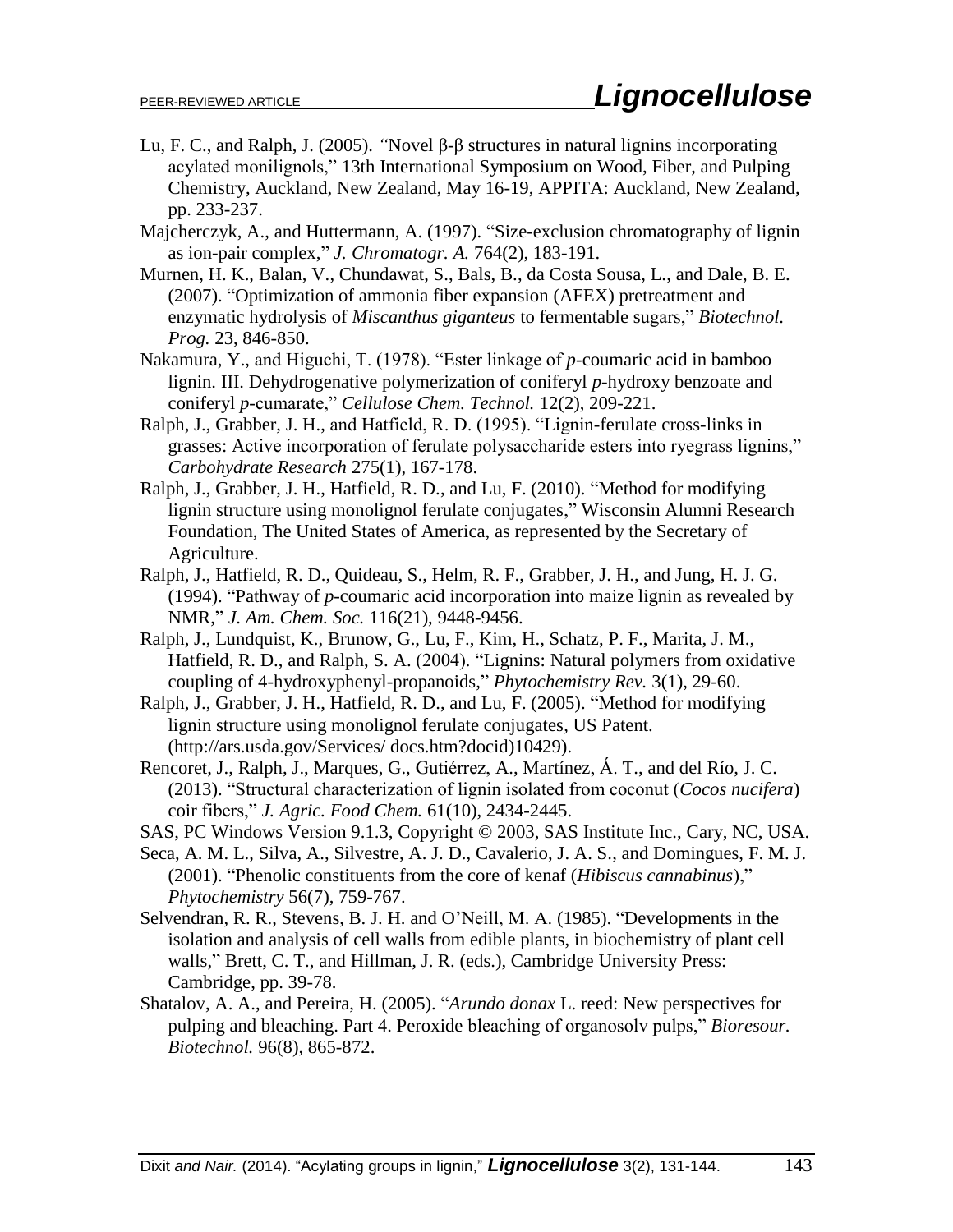Lu, F. C., and Ralph, J. (2005). "Novel β-β structures in natural lignins incorporating acylated monilignols," 13th International Symposium on Wood, Fiber, and Pulping Chemistry, Auckland, New Zealand, May 16-19, APPITA: Auckland, New Zealand, pp. 233-237.

Majcherczyk, A., and Huttermann, A. (1997). "Size-exclusion chromatography of lignin as ion-pair complex," *J. Chromatogr. A.* 764(2), 183-191.

Murnen, H. K., Balan, V., Chundawat, S., Bals, B., da Costa Sousa, L., and Dale, B. E. (2007). "Optimization of ammonia fiber expansion (AFEX) pretreatment and enzymatic hydrolysis of *Miscanthus giganteus* to fermentable sugars," *Biotechnol. Prog.* 23, 846-850.

Nakamura, Y., and Higuchi, T. (1978). "Ester linkage of *p*-coumaric acid in bamboo lignin. III. Dehydrogenative polymerization of coniferyl *p*-hydroxy benzoate and coniferyl *p*-cumarate," *Cellulose Chem. Technol.* 12(2), 209-221.

Ralph, J., Grabber, J. H., and Hatfield, R. D. (1995). "Lignin-ferulate cross-links in grasses: Active incorporation of ferulate polysaccharide esters into ryegrass lignins," *Carbohydrate Research* 275(1), 167-178.

Ralph, J., Grabber, J. H., Hatfield, R. D., and Lu, F. (2010). "Method for modifying lignin structure using monolignol ferulate conjugates," Wisconsin Alumni Research Foundation, The United States of America, as represented by the Secretary of Agriculture.

Ralph, J., Hatfield, R. D., Quideau, S., Helm, R. F., Grabber, J. H., and Jung, H. J. G. (1994). "Pathway of *p*-coumaric acid incorporation into maize lignin as revealed by NMR," *J. Am. Chem. Soc.* 116(21), 9448-9456.

Ralph, J., Lundquist, K., Brunow, G., Lu, F., Kim, H., Schatz, P. F., Marita, J. M., Hatfield, R. D., and Ralph, S. A. (2004). "Lignins: Natural polymers from oxidative coupling of 4-hydroxyphenyl-propanoids," *Phytochemistry Rev.* 3(1), 29-60.

Ralph, J., Grabber, J. H., Hatfield, R. D., and Lu, F. (2005). "Method for modifying lignin structure using monolignol ferulate conjugates, US Patent. (http://ars.usda.gov/Services/ docs.htm?docid)10429).

Rencoret, J., Ralph, J., Marques, G., Gutiérrez, A., Martínez, Á. T., and del Río, J. C. (2013). "Structural characterization of lignin isolated from coconut (*Cocos nucifera*) coir fibers," *J. Agric. Food Chem.* 61(10), 2434-2445.

SAS, PC Windows Version 9.1.3, Copyright © 2003, SAS Institute Inc., Cary, NC, USA.

Seca, A. M. L., Silva, A., Silvestre, A. J. D., Cavalerio, J. A. S., and Domingues, F. M. J. (2001). "Phenolic constituents from the core of kenaf (*Hibiscus cannabinus*)," *Phytochemistry* 56(7), 759-767.

Selvendran, R. R., Stevens, B. J. H. and O'Neill, M. A. (1985). "Developments in the isolation and analysis of cell walls from edible plants, in biochemistry of plant cell walls," Brett, C. T., and Hillman, J. R. (eds.), Cambridge University Press: Cambridge, pp. 39-78.

Shatalov, A. A., and Pereira, H. (2005). "*Arundo donax* L. reed: New perspectives for pulping and bleaching. Part 4. Peroxide bleaching of organosolv pulps," *Bioresour. Biotechnol.* 96(8), 865-872.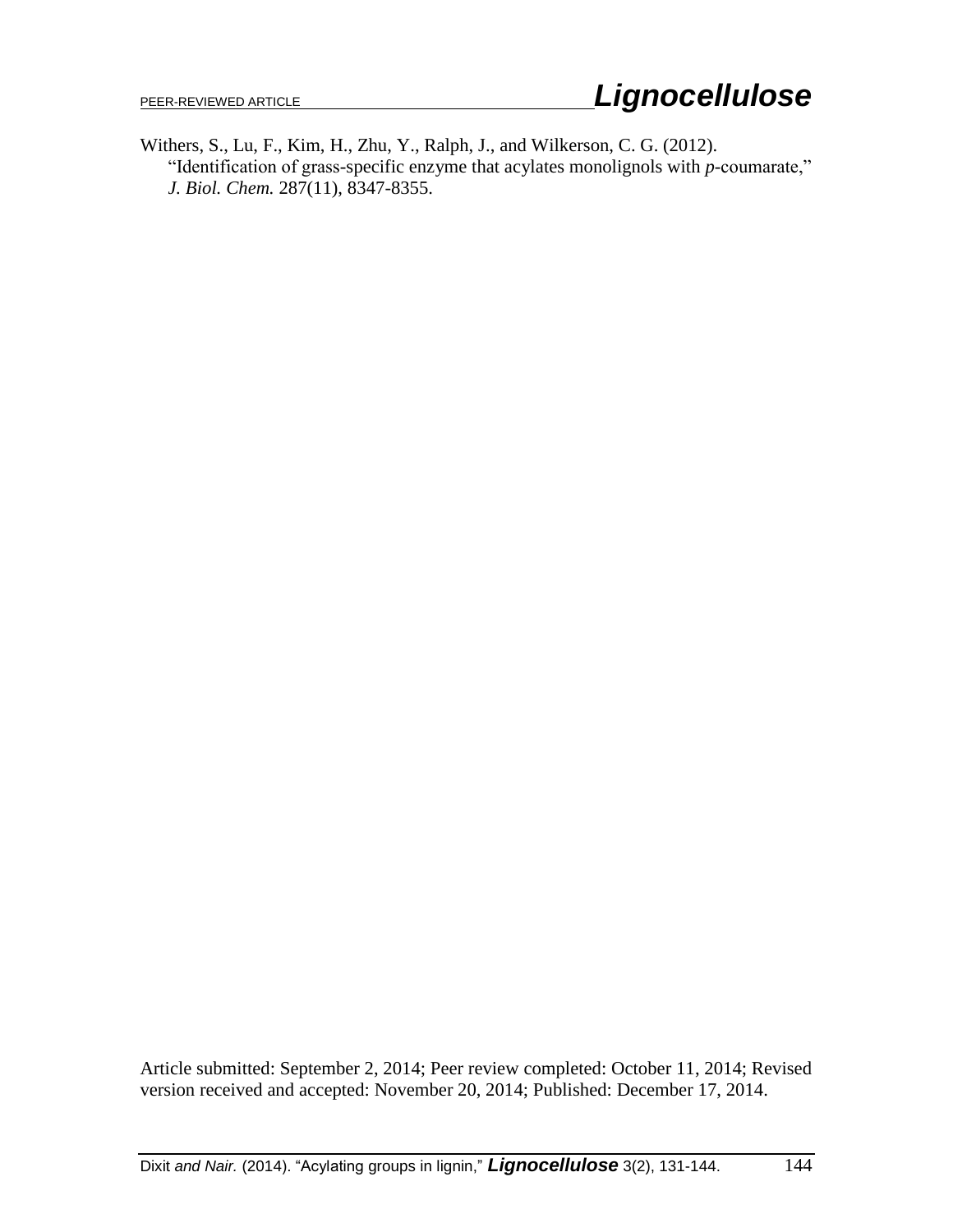Withers, S., Lu, F., Kim, H., Zhu, Y., Ralph, J., and Wilkerson, C. G. (2012). "Identification of grass-specific enzyme that acylates monolignols with *p*-coumarate," *J. Biol. Chem.* 287(11), 8347-8355.

Article submitted: September 2, 2014; Peer review completed: October 11, 2014; Revised version received and accepted: November 20, 2014; Published: December 17, 2014.